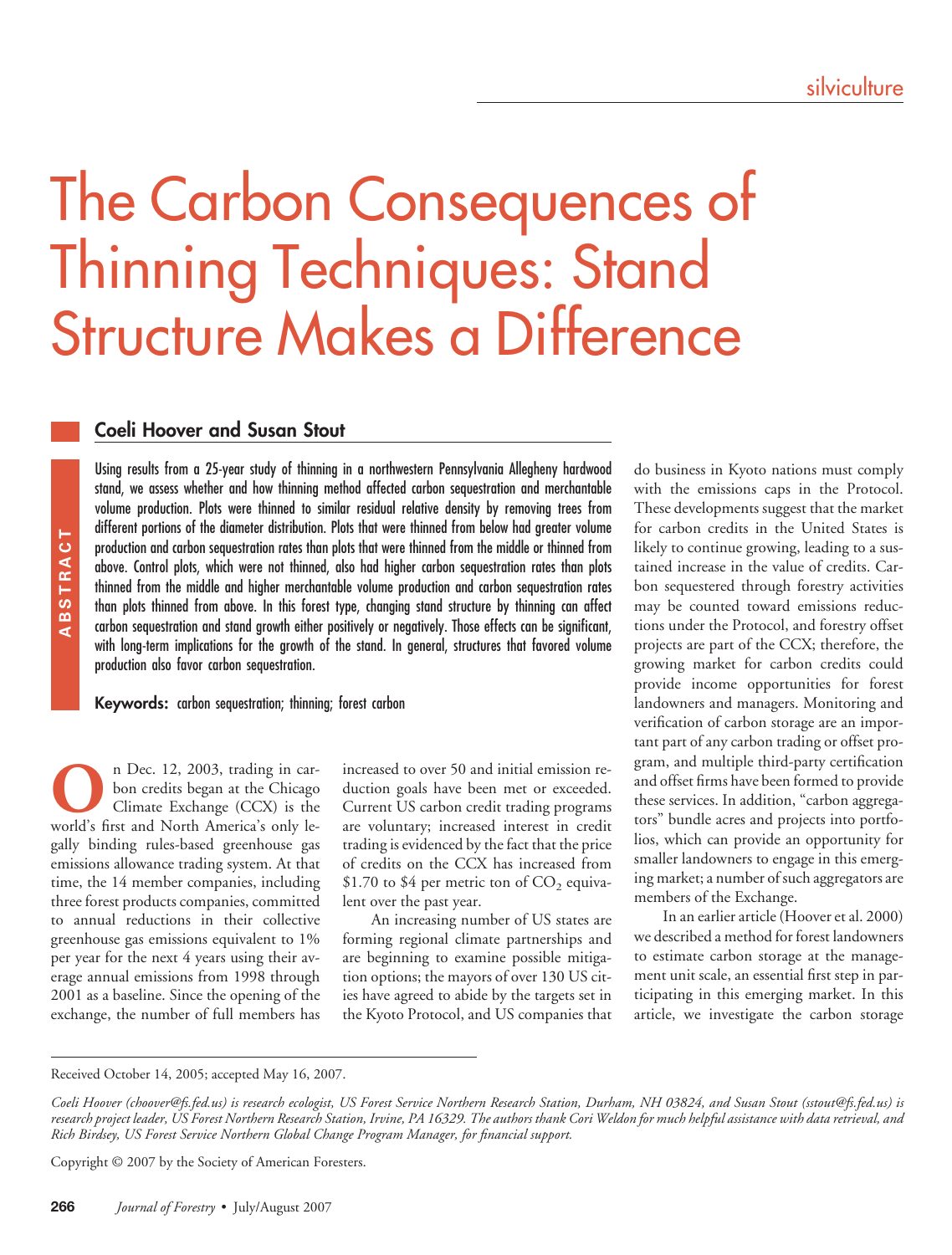silviculture

# The Carbon Consequences of Thinning Techniques: Stand Structure Makes a Difference

## Coeli Hoover and Susan Stout

**ABSTRACT**

Using results from a 25-year study of thinning in a northwestern Pennsylvania Allegheny hardwood stand, we assess whether and how thinning method affected carbon sequestration and merchantable volume production. Plots were thinned to similar residual relative density by removing trees from different portions of the diameter distribution. Plots that were thinned from below had greater volume production and carbon sequestration rates than plots that were thinned from the middle or thinned from above. Control plots, which were not thinned, also had higher carbon sequestration rates than plots thinned from the middle and higher merchantable volume production and carbon sequestration rates than plots thinned from above. In this forest type, changing stand structure by thinning can affect carbon sequestration and stand growth either positively or negatively. Those effects can be significant, with long-term implications for the growth of the stand. In general, structures that favored volume production also favor carbon sequestration.

**Keywords:** carbon sequestration; thinning; forest carbon

On Dec. 12, 2003, trading in carbon credits began at the Chicago Climate Exchange (CCX) is the world's first and North America's only legally binding rules-based greenhouse gas emissions allowance trading system. At that time, the 14 member companies, including three forest products companies, committed to annual reductions in their collective greenhouse gas emissions equivalent to 1% per year for the next 4 years using their average annual emissions from 1998 through 2001 as a baseline. Since the opening of the exchange, the number of full members has increased to over 50 and initial emission reduction goals have been met or exceeded. Current US carbon credit trading programs are voluntary; increased interest in credit trading is evidenced by the fact that the price of credits on the CCX has increased from \$1.70 to \$4 per metric ton of $CO_2$ equivalent over the past year.

An increasing number of US states are forming regional climate partnerships and are beginning to examine possible mitigation options; the mayors of over 130 US cities have agreed to abide by the targets set in the Kyoto Protocol, and US companies that do business in Kyoto nations must comply with the emissions caps in the Protocol. These developments suggest that the market for carbon credits in the United States is likely to continue growing, leading to a sustained increase in the value of credits. Carbon sequestered through forestry activities may be counted toward emissions reductions under the Protocol, and forestry offset projects are part of the CCX; therefore, the growing market for carbon credits could provide income opportunities for forest landowners and managers. Monitoring and verification of carbon storage are an important part of any carbon trading or offset program, and multiple third-party certification and offset firms have been formed to provide these services. In addition, "carbon aggregators" bundle acres and projects into portfolios, which can provide an opportunity for smaller landowners to engage in this emerging market; a number of such aggregators are members of the Exchange.

In an earlier article (Hoover et al. 2000) we described a method for forest landowners to estimate carbon storage at the management unit scale, an essential first step in participating in this emerging market. In this article, we investigate the carbon storage

Received October 14, 2005; accepted May 16, 2007.

*Coeli Hoover (choover@fs.fed.us) is research ecologist, US Forest Service Northern Research Station, Durham, NH 03824, and Susan Stout (sstout@fs.fed.us) is research project leader, US Forest Northern Research Station, Irvine, PA 16329. The authors thank Cori Weldon for much helpful assistance with data retrieval, and Rich Birdsey, US Forest Service Northern Global Change Program Manager, for financial support.*

Copyright © 2007 by the Society of American Foresters.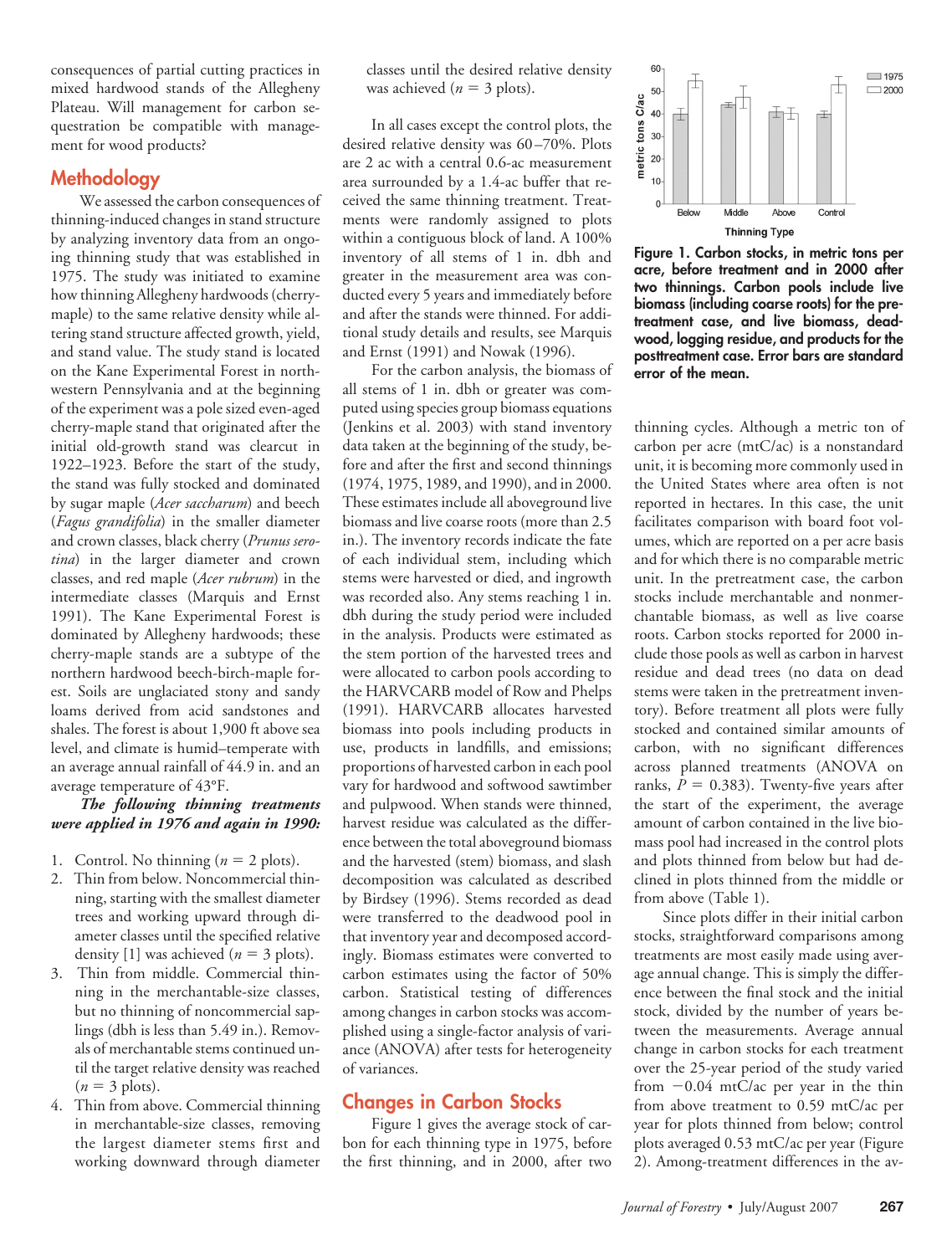consequences of partial cutting practices in mixed hardwood stands of the Allegheny Plateau. Will management for carbon sequestration be compatible with management for wood products?

## Methodology

We assessed the carbon consequences of thinning-induced changes in stand structure by analyzing inventory data from an ongoing thinning study that was established in 1975. The study was initiated to examine how thinning Allegheny hardwoods (cherry-maple) to the same relative density while altering stand structure affected growth, yield, and stand value. The study stand is located on the Kane Experimental Forest in northwestern Pennsylvania and at the beginning of the experiment was a pole sized even-aged cherry-maple stand that originated after the initial old-growth stand was clearcut in 1922–1923. Before the start of the study, the stand was fully stocked and dominated by sugar maple (*Acer saccharum*) and beech (*Fagus grandifolia*) in the smaller diameter and crown classes, black cherry (*Prunus serotina*) in the larger diameter and crown classes, and red maple (*Acer rubrum*) in the intermediate classes (Marquis and Ernst 1991). The Kane Experimental Forest is dominated by Allegheny hardwoods; these cherry-maple stands are a subtype of the northern hardwood beech-birch-maple forest. Soils are unglaciated stony and sandy loams derived from acid sandstones and shales. The forest is about 1,900 ft above sea level, and climate is humid–temperate with an average annual rainfall of 44.9 in. and an average temperature of 43°F.

***The following thinning treatments were applied in 1976 and again in 1990:***

1. Control. No thinning ($n = 2$ plots).
2. Thin from below. Noncommercial thinning, starting with the smallest diameter trees and working upward through diameter classes until the specified relative density [1] was achieved ($n = 3$ plots).
3. Thin from middle. Commercial thinning in the merchantable-size classes, but no thinning of noncommercial saplings (dbh is less than 5.49 in.). Removals of merchantable stems continued until the target relative density was reached ($n = 3$ plots).
4. Thin from above. Commercial thinning in merchantable-size classes, removing the largest diameter stems first and working downward through diameter classes until the desired relative density was achieved ($n = 3$ plots).

In all cases except the control plots, the desired relative density was 60–70%. Plots are 2 ac with a central 0.6-ac measurement area surrounded by a 1.4-ac buffer that received the same thinning treatment. Treatments were randomly assigned to plots within a contiguous block of land. A 100% inventory of all stems of 1 in. dbh and greater in the measurement area was conducted every 5 years and immediately before and after the stands were thinned. For additional study details and results, see Marquis and Ernst (1991) and Nowak (1996).

For the carbon analysis, the biomass of all stems of 1 in. dbh or greater was computed using species group biomass equations (Jenkins et al. 2003) with stand inventory data taken at the beginning of the study, before and after the first and second thinnings (1974, 1975, 1989, and 1990), and in 2000. These estimates include all aboveground live biomass and live coarse roots (more than 2.5 in.). The inventory records indicate the fate of each individual stem, including which stems were harvested or died, and ingrowth was recorded also. Any stems reaching 1 in. dbh during the study period were included in the analysis. Products were estimated as the stem portion of the harvested trees and were allocated to carbon pools according to the HARVCARB model of Row and Phelps (1991). HARVCARB allocates harvested biomass into pools including products in use, products in landfills, and emissions; proportions of harvested carbon in each pool vary for hardwood and softwood sawtimber and pulpwood. When stands were thinned, harvest residue was calculated as the difference between the total aboveground biomass and the harvested (stem) biomass, and slash decomposition was calculated as described by Birdsey (1996). Stems recorded as dead were transferred to the deadwood pool in that inventory year and decomposed accordingly. Biomass estimates were converted to carbon estimates using the factor of 50% carbon. Statistical testing of differences among changes in carbon stocks was accomplished using a single-factor analysis of variance (ANOVA) after tests for heterogeneity of variances.

## Changes in Carbon Stocks

Figure 1 gives the average stock of carbon for each thinning type in 1975, before the first thinning, and in 2000, after two thinning cycles. Although a metric ton of carbon per acre (mtC/ac) is a nonstandard unit, it is becoming more commonly used in the United States where area often is not reported in hectares. In this case, the unit facilitates comparison with board foot volumes, which are reported on a per acre basis and for which there is no comparable metric unit. In the pretreatment case, the carbon stocks include merchantable and nonmerchantable biomass, as well as live coarse roots. Carbon stocks reported for 2000 include those pools as well as carbon in harvest residue and dead trees (no data on dead stems were taken in the pretreatment inventory). Before treatment all plots were fully stocked and contained similar amounts of carbon, with no significant differences across planned treatments (ANOVA on ranks, $P = 0.383$). Twenty-five years after the start of the experiment, the average amount of carbon contained in the live biomass pool had increased in the control plots and plots thinned from below but had declined in plots thinned from the middle or from above (Table 1).

**Figure 1. Carbon stocks, in metric tons per acre, before treatment and in 2000 after two thinnings. Carbon pools include live biomass (including coarse roots) for the pretreatment case, and live biomass, deadwood, logging residue, and products for the posttreatment case. Error bars are standard error of the mean.**

Since plots differ in their initial carbon stocks, straightforward comparisons among treatments are most easily made using average annual change. This is simply the difference between the final stock and the initial stock, divided by the number of years between the measurements. Average annual change in carbon stocks for each treatment over the 25-year period of the study varied from −0.04 mtC/ac per year in the thin from above treatment to 0.59 mtC/ac per year for plots thinned from below; control plots averaged 0.53 mtC/ac per year (Figure 2). Among-treatment differences in the av-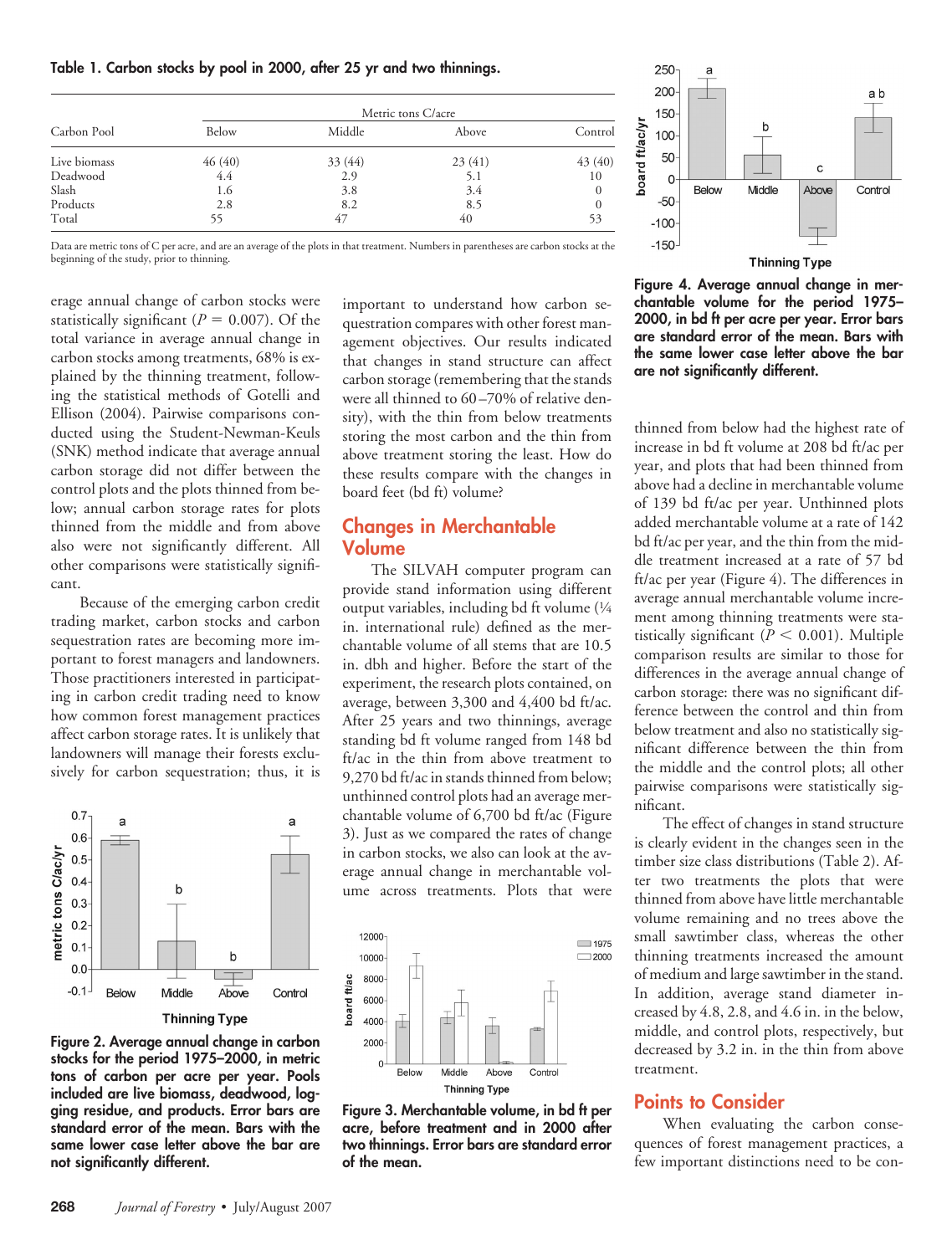**Table 1. Carbon stocks by pool in 2000, after 25 yr and two thinnings.**

| Carbon Pool | Metric tons C/acre | | | |
|---|---|---|---|---|
| | Below | Middle | Above | Control |
| Live biomass | 46 (40) | 33 (44) | 23 (41) | 43 (40) |
| Deadwood | 4.4 | 2.9 | 5.1 | 10 |
| Slash | 1.6 | 3.8 | 3.4 | 0 |
| Products | 2.8 | 8.2 | 8.5 | 0 |
| Total | 55 | 47 | 40 | 53 |

Data are metric tons of C per acre, and are an average of the plots in that treatment. Numbers in parentheses are carbon stocks at the beginning of the study, prior to thinning.

erage annual change of carbon stocks were statistically significant ($P = 0.007$). Of the total variance in average annual change in carbon stocks among treatments, 68% is explained by the thinning treatment, following the statistical methods of Gotelli and Ellison (2004). Pairwise comparisons conducted using the Student-Newman-Keuls (SNK) method indicate that average annual carbon storage did not differ between the control plots and the plots thinned from below; annual carbon storage rates for plots thinned from the middle and from above also were not significantly different. All other comparisons were statistically significant.

Because of the emerging carbon credit trading market, carbon stocks and carbon sequestration rates are becoming more important to forest managers and landowners. Those practitioners interested in participating in carbon credit trading need to know how common forest management practices affect carbon storage rates. It is unlikely that landowners will manage their forests exclusively for carbon sequestration; thus, it is important to understand how carbon sequestration compares with other forest management objectives. Our results indicated that changes in stand structure can affect carbon storage (remembering that the stands were all thinned to 60–70% of relative density), with the thin from below treatments storing the most carbon and the thin from above treatment storing the least. How do these results compare with the changes in board feet (bd ft) volume?

**Figure 2. Average annual change in carbon stocks for the period 1975–2000, in metric tons of carbon per acre per year. Pools included are live biomass, deadwood, logging residue, and products. Error bars are standard error of the mean. Bars with the same lower case letter above the bar are not significantly different.**

## Changes in Merchantable Volume

The SILVAH computer program can provide stand information using different output variables, including bd ft volume (¼ in. international rule) defined as the merchantable volume of all stems that are 10.5 in. dbh and higher. Before the start of the experiment, the research plots contained, on average, between 3,300 and 4,400 bd ft/ac. After 25 years and two thinnings, average standing bd ft volume ranged from 148 bd ft/ac in the thin from above treatment to 9,270 bd ft/ac in stands thinned from below; unthinned control plots had an average merchantable volume of 6,700 bd ft/ac (Figure 3). Just as we compared the rates of change in carbon stocks, we also can look at the average annual change in merchantable volume across treatments. Plots that were thinned from below had the highest rate of increase in bd ft volume at 208 bd ft/ac per year, and plots that had been thinned from above had a decline in merchantable volume of 139 bd ft/ac per year. Unthinned plots added merchantable volume at a rate of 142 bd ft/ac per year, and the thin from the middle treatment increased at a rate of 57 bd ft/ac per year (Figure 4). The differences in average annual merchantable volume increment among thinning treatments were statistically significant ($P < 0.001$). Multiple comparison results are similar to those for differences in the average annual change of carbon storage: there was no significant difference between the control and thin from below treatment and also no statistically significant difference between the thin from the middle and the control plots; all other pairwise comparisons were statistically significant.

**Figure 3. Merchantable volume, in bd ft per acre, before treatment and in 2000 after two thinnings. Error bars are standard error of the mean.**

**Figure 4. Average annual change in merchantable volume for the period 1975–2000, in bd ft per acre per year. Error bars are standard error of the mean. Bars with the same lower case letter above the bar are not significantly different.**

The effect of changes in stand structure is clearly evident in the changes seen in the timber size class distributions (Table 2). After two treatments the plots that were thinned from above have little merchantable volume remaining and no trees above the small sawtimber class, whereas the other thinning treatments increased the amount of medium and large sawtimber in the stand. In addition, average stand diameter increased by 4.8, 2.8, and 4.6 in. in the below, middle, and control plots, respectively, but decreased by 3.2 in. in the thin from above treatment.

## Points to Consider

When evaluating the carbon consequences of forest management practices, a few important distinctions need to be con-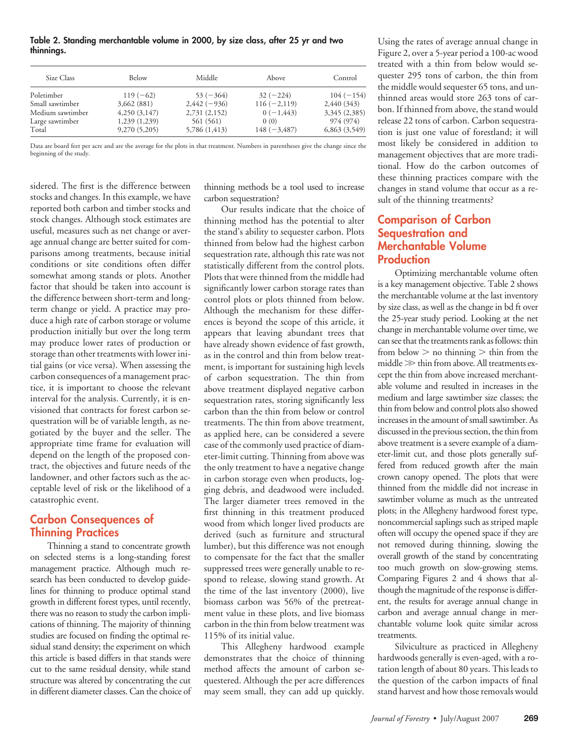**Table 2. Standing merchantable volume in 2000, by size class, after 25 yr and two thinnings.**

| Size Class | Below | Middle | Above | Control |
|---|---|---|---|---|
| Poletimber | 119 (−62) | 53 (−364) | 32 (−224) | 104 (−154) |
| Small sawtimber | 3,662 (881) | 2,442 (−936) | 116 (−2,119) | 2,440 (343) |
| Medium sawtimber | 4,250 (3,147) | 2,731 (2,152) | 0 (−1,443) | 3,345 (2,385) |
| Large sawtimber | 1,239 (1,239) | 561 (561) | 0 (0) | 974 (974) |
| Total | 9,270 (5,205) | 5,786 (1,413) | 148 (−3,487) | 6,863 (3,549) |

Data are board feet per acre and are the average for the plots in that treatment. Numbers in parentheses give the change since the beginning of the study.

sidered. The first is the difference between stocks and changes. In this example, we have reported both carbon and timber stocks and stock changes. Although stock estimates are useful, measures such as net change or average annual change are better suited for comparisons among treatments, because initial conditions or site conditions often differ somewhat among stands or plots. Another factor that should be taken into account is the difference between short-term and long-term change or yield. A practice may produce a high rate of carbon storage or volume production initially but over the long term may produce lower rates of production or storage than other treatments with lower initial gains (or vice versa). When assessing the carbon consequences of a management practice, it is important to choose the relevant interval for the analysis. Currently, it is envisioned that contracts for forest carbon sequestration will be of variable length, as negotiated by the buyer and the seller. The appropriate time frame for evaluation will depend on the length of the proposed contract, the objectives and future needs of the landowner, and other factors such as the acceptable level of risk or the likelihood of a catastrophic event.

## Carbon Consequences of Thinning Practices

Thinning a stand to concentrate growth on selected stems is a long-standing forest management practice. Although much research has been conducted to develop guidelines for thinning to produce optimal stand growth in different forest types, until recently, there was no reason to study the carbon implications of thinning. The majority of thinning studies are focused on finding the optimal residual stand density; the experiment on which this article is based differs in that stands were cut to the same residual density, while stand structure was altered by concentrating the cut in different diameter classes. Can the choice of thinning methods be a tool used to increase carbon sequestration?

Our results indicate that the choice of thinning method has the potential to alter the stand's ability to sequester carbon. Plots thinned from below had the highest carbon sequestration rate, although this rate was not statistically different from the control plots. Plots that were thinned from the middle had significantly lower carbon storage rates than control plots or plots thinned from below. Although the mechanism for these differences is beyond the scope of this article, it appears that leaving abundant trees that have already shown evidence of fast growth, as in the control and thin from below treatment, is important for sustaining high levels of carbon sequestration. The thin from above treatment displayed negative carbon sequestration rates, storing significantly less carbon than the thin from below or control treatments. The thin from above treatment, as applied here, can be considered a severe case of the commonly used practice of diameter-limit cutting. Thinning from above was the only treatment to have a negative change in carbon storage even when products, logging debris, and deadwood were included. The larger diameter trees removed in the first thinning in this treatment produced wood from which longer lived products are derived (such as furniture and structural lumber), but this difference was not enough to compensate for the fact that the smaller suppressed trees were generally unable to respond to release, slowing stand growth. At the time of the last inventory (2000), live biomass carbon was 56% of the pretreatment value in these plots, and live biomass carbon in the thin from below treatment was 115% of its initial value.

This Allegheny hardwood example demonstrates that the choice of thinning method affects the amount of carbon sequestered. Although the per acre differences may seem small, they can add up quickly. Using the rates of average annual change in Figure 2, over a 5-year period a 100-ac wood treated with a thin from below would sequester 295 tons of carbon, the thin from the middle would sequester 65 tons, and unthinned areas would store 263 tons of carbon. If thinned from above, the stand would release 22 tons of carbon. Carbon sequestration is just one value of forestland; it will most likely be considered in addition to management objectives that are more traditional. How do the carbon outcomes of these thinning practices compare with the changes in stand volume that occur as a result of the thinning treatments?

## Comparison of Carbon Sequestration and Merchantable Volume Production

Optimizing merchantable volume often is a key management objective. Table 2 shows the merchantable volume at the last inventory by size class, as well as the change in bd ft over the 25-year study period. Looking at the net change in merchantable volume over time, we can see that the treatments rank as follows: thin from below > no thinning > thin from the middle ≫ thin from above. All treatments except the thin from above increased merchantable volume and resulted in increases in the medium and large sawtimber size classes; the thin from below and control plots also showed increases in the amount of small sawtimber. As discussed in the previous section, the thin from above treatment is a severe example of a diameter-limit cut, and those plots generally suffered from reduced growth after the main crown canopy opened. The plots that were thinned from the middle did not increase in sawtimber volume as much as the untreated plots; in the Allegheny hardwood forest type, noncommercial saplings such as striped maple often will occupy the opened space if they are not removed during thinning, slowing the overall growth of the stand by concentrating too much growth on slow-growing stems. Comparing Figures 2 and 4 shows that although the magnitude of the response is different, the results for average annual change in carbon and average annual change in merchantable volume look quite similar across treatments.

Silviculture as practiced in Allegheny hardwoods generally is even-aged, with a rotation length of about 80 years. This leads to the question of the carbon impacts of final stand harvest and how those removals would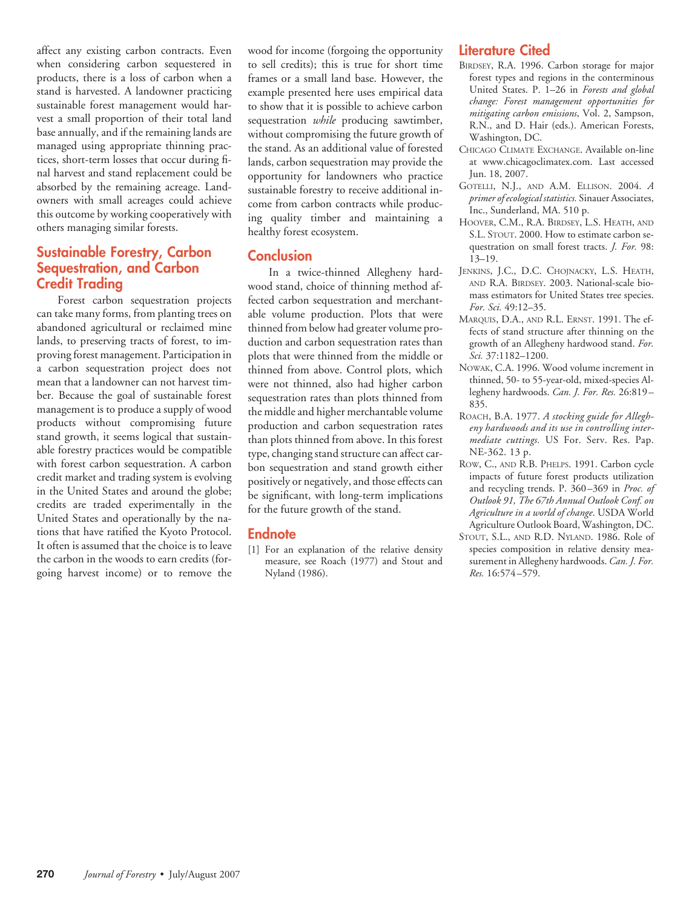affect any existing carbon contracts. Even when considering carbon sequestered in products, there is a loss of carbon when a stand is harvested. A landowner practicing sustainable forest management would harvest a small proportion of their total land base annually, and if the remaining lands are managed using appropriate thinning practices, short-term losses that occur during final harvest and stand replacement could be absorbed by the remaining acreage. Landowners with small acreages could achieve this outcome by working cooperatively with others managing similar forests.

## Sustainable Forestry, Carbon Sequestration, and Carbon Credit Trading

Forest carbon sequestration projects can take many forms, from planting trees on abandoned agricultural or reclaimed mine lands, to preserving tracts of forest, to improving forest management. Participation in a carbon sequestration project does not mean that a landowner can not harvest timber. Because the goal of sustainable forest management is to produce a supply of wood products without compromising future stand growth, it seems logical that sustainable forestry practices would be compatible with forest carbon sequestration. A carbon credit market and trading system is evolving in the United States and around the globe; credits are traded experimentally in the United States and operationally by the nations that have ratified the Kyoto Protocol. It often is assumed that the choice is to leave the carbon in the woods to earn credits (forgoing harvest income) or to remove the wood for income (forgoing the opportunity to sell credits); this is true for short time frames or a small land base. However, the example presented here uses empirical data to show that it is possible to achieve carbon sequestration *while* producing sawtimber, without compromising the future growth of the stand. As an additional value of forested lands, carbon sequestration may provide the opportunity for landowners who practice sustainable forestry to receive additional income from carbon contracts while producing quality timber and maintaining a healthy forest ecosystem.

## Conclusion

In a twice-thinned Allegheny hardwood stand, choice of thinning method affected carbon sequestration and merchantable volume production. Plots that were thinned from below had greater volume production and carbon sequestration rates than plots that were thinned from the middle or thinned from above. Control plots, which were not thinned, also had higher carbon sequestration rates than plots thinned from the middle and higher merchantable volume production and carbon sequestration rates than plots thinned from above. In this forest type, changing stand structure can affect carbon sequestration and stand growth either positively or negatively, and those effects can be significant, with long-term implications for the future growth of the stand.

## Endnote

[1] For an explanation of the relative density measure, see Roach (1977) and Stout and Nyland (1986).

## Literature Cited

Birdsey, R.A. 1996. Carbon storage for major forest types and regions in the conterminous United States. P. 1–26 in *Forests and global change: Forest management opportunities for mitigating carbon emissions*, Vol. 2, Sampson, R.N., and D. Hair (eds.). American Forests, Washington, DC.

Chicago Climate Exchange. Available on-line at www.chicagoclimatex.com. Last accessed Jun. 18, 2007.

Gotelli, N.J., and A.M. Ellison. 2004. *A primer of ecological statistics.* Sinauer Associates, Inc., Sunderland, MA. 510 p.

Hoover, C.M., R.A. Birdsey, L.S. Heath, and S.L. Stout. 2000. How to estimate carbon sequestration on small forest tracts. *J. For.* 98: 13–19.

Jenkins, J.C., D.C. Chojnacky, L.S. Heath, and R.A. Birdsey. 2003. National-scale biomass estimators for United States tree species. *For. Sci.* 49:12–35.

Marquis, D.A., and R.L. Ernst. 1991. The effects of stand structure after thinning on the growth of an Allegheny hardwood stand. *For. Sci.* 37:1182–1200.

Nowak, C.A. 1996. Wood volume increment in thinned, 50- to 55-year-old, mixed-species Allegheny hardwoods. *Can. J. For. Res.* 26:819–835.

Roach, B.A. 1977. *A stocking guide for Allegheny hardwoods and its use in controlling intermediate cuttings.* US For. Serv. Res. Pap. NE-362. 13 p.

Row, C., and R.B. Phelps. 1991. Carbon cycle impacts of future forest products utilization and recycling trends. P. 360–369 in *Proc. of Outlook 91, The 67th Annual Outlook Conf. on Agriculture in a world of change*. USDA World Agriculture Outlook Board, Washington, DC.

Stout, S.L., and R.D. Nyland. 1986. Role of species composition in relative density measurement in Allegheny hardwoods. *Can. J. For. Res.* 16:574–579.